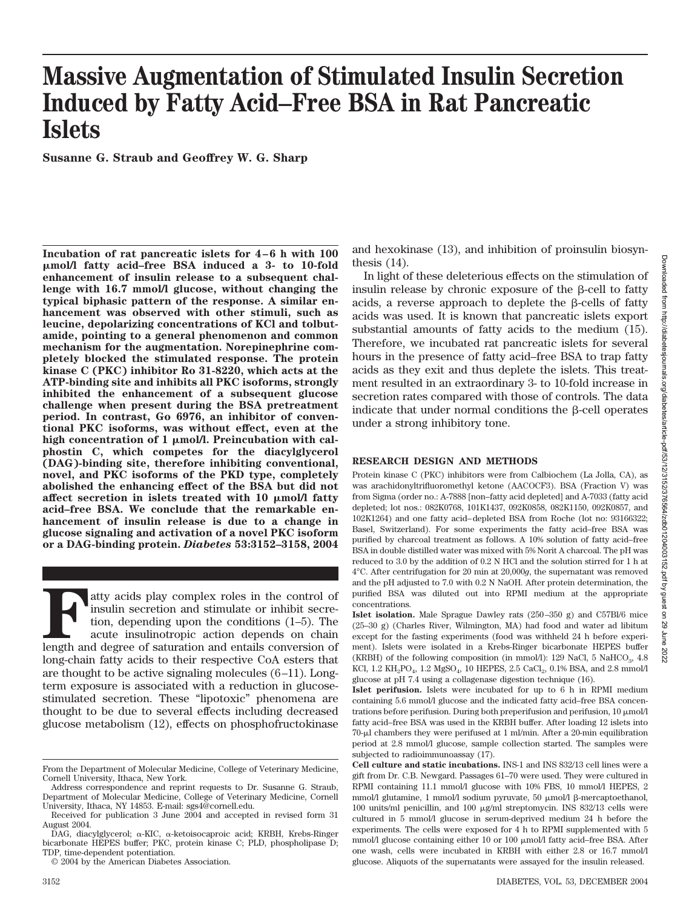# Massive Augmentation of Stimulated Insulin Secretion Induced by Fatty Acid–Free BSA in Rat Pancreatic Islets

**Susanne G. Straub and Geoffrey W. G. Sharp**

**Incubation of rat pancreatic islets for 4–6 h with 100 μmol/l fatty acid–free BSA induced a 3- to 10-fold enhancement of insulin release to a subsequent challenge with 16.7 mmol/l glucose, without changing the typical biphasic pattern of the response. A similar enhancement was observed with other stimuli, such as leucine, depolarizing concentrations of KCl and tolbutamide, pointing to a general phenomenon and common mechanism for the augmentation. Norepinephrine completely blocked the stimulated response. The protein kinase C (PKC) inhibitor Ro 31-8220, which acts at the ATP-binding site and inhibits all PKC isoforms, strongly inhibited the enhancement of a subsequent glucose challenge when present during the BSA pretreatment period. In contrast, Go 6976, an inhibitor of conventional PKC isoforms, was without effect, even at the high concentration of 1 μmol/l. Preincubation with calphostin C, which competes for the diacylglycerol (DAG)-binding site, therefore inhibiting conventional, novel, and PKC isoforms of the PKD type, completely abolished the enhancing effect of the BSA but did not affect secretion in islets treated with 10 μmol/l fatty acid–free BSA. We conclude that the remarkable enhancement of insulin release is due to a change in glucose signaling and activation of a novel PKC isoform or a DAG-binding protein.** ***Diabetes*** **53:3152–3158, 2004**

Fatty acids play complex roles in the control of insulin secretion and stimulate or inhibit secretion, depending upon the conditions (1–5). The acute insulinotropic action depends on chain length and degree of saturation and entails conversion of long-chain fatty acids to their respective CoA esters that are thought to be active signaling molecules (6–11). Long-term exposure is associated with a reduction in glucose-stimulated secretion. These "lipotoxic" phenomena are thought to be due to several effects including decreased glucose metabolism (12), effects on phosphofructokinase and hexokinase (13), and inhibition of proinsulin biosynthesis (14).

In light of these deleterious effects on the stimulation of insulin release by chronic exposure of the β-cell to fatty acids, a reverse approach to deplete the β-cells of fatty acids was used. It is known that pancreatic islets export substantial amounts of fatty acids to the medium (15). Therefore, we incubated rat pancreatic islets for several hours in the presence of fatty acid–free BSA to trap fatty acids as they exit and thus deplete the islets. This treatment resulted in an extraordinary 3- to 10-fold increase in secretion rates compared with those of controls. The data indicate that under normal conditions the β-cell operates under a strong inhibitory tone.

## RESEARCH DESIGN AND METHODS

Protein kinase C (PKC) inhibitors were from Calbiochem (La Jolla, CA), as was arachidonyltrifluoromethyl ketone (AACOCF3). BSA (Fraction V) was from Sigma (order no.: A-7888 [non–fatty acid depleted] and A-7033 (fatty acid depleted; lot nos.: 082K0768, 101K1437, 092K0858, 082K1150, 092K0857, and 102K1264) and one fatty acid–depleted BSA from Roche (lot no: 93166322; Basel, Switzerland). For some experiments the fatty acid–free BSA was purified by charcoal treatment as follows. A 10% solution of fatty acid–free BSA in double distilled water was mixed with 5% Norit A charcoal. The pH was reduced to 3.0 by the addition of 0.2 N HCl and the solution stirred for 1 h at 4°C. After centrifugation for 20 min at 20,000*g*, the supernatant was removed and the pH adjusted to 7.0 with 0.2 N NaOH. After protein determination, the purified BSA was diluted out into RPMI medium at the appropriate concentrations.

**Islet isolation.** Male Sprague Dawley rats (250–350 g) and C57Bl/6 mice (25–30 g) (Charles River, Wilmington, MA) had food and water ad libitum except for the fasting experiments (food was withheld 24 h before experiment). Islets were isolated in a Krebs-Ringer bicarbonate HEPES buffer (KRBH) of the following composition (in mmol/l): 129 NaCl, 5 $NaHCO_3$, 4.8 KCl, 1.2 $KH_2PO_4$, 1.2 $MgSO_4$, 10 HEPES, 2.5 $CaCl_2$, 0.1% BSA, and 2.8 mmol/l glucose at pH 7.4 using a collagenase digestion technique (16).

**Islet perifusion.** Islets were incubated for up to 6 h in RPMI medium containing 5.6 mmol/l glucose and the indicated fatty acid–free BSA concentrations before perifusion. During both preperifusion and perifusion, 10 μmol/l fatty acid–free BSA was used in the KRBH buffer. After loading 12 islets into 70-μl chambers they were perifused at 1 ml/min. After a 20-min equilibration period at 2.8 mmol/l glucose, sample collection started. The samples were subjected to radioimmunoassay (17).

**Cell culture and static incubations.** INS-1 and INS 832/13 cell lines were a gift from Dr. C.B. Newgard. Passages 61–70 were used. They were cultured in RPMI containing 11.1 mmol/l glucose with 10% FBS, 10 mmol/l HEPES, 2 mmol/l glutamine, 1 mmol/l sodium pyruvate, 50 μmol/l β-mercaptoethanol, 100 units/ml penicillin, and 100 μg/ml streptomycin. INS 832/13 cells were cultured in 5 mmol/l glucose in serum-deprived medium 24 h before the experiments. The cells were exposed for 4 h to RPMI supplemented with 5 mmol/l glucose containing either 10 or 100 μmol/l fatty acid–free BSA. After one wash, cells were incubated in KRBH with either 2.8 or 16.7 mmol/l glucose. Aliquots of the supernatants were assayed for the insulin released.

From the Department of Molecular Medicine, College of Veterinary Medicine, Cornell University, Ithaca, New York.

Address correspondence and reprint requests to Dr. Susanne G. Straub, Department of Molecular Medicine, College of Veterinary Medicine, Cornell University, Ithaca, NY 14853. E-mail: sgs4@cornell.edu.

Received for publication 3 June 2004 and accepted in revised form 31 August 2004.

DAG, diacylglycerol; α-KIC, α-ketoisocaproic acid; KRBH, Krebs-Ringer bicarbonate HEPES buffer; PKC, protein kinase C; PLD, phospholipase D; TDP, time-dependent potentiation.

© 2004 by the American Diabetes Association.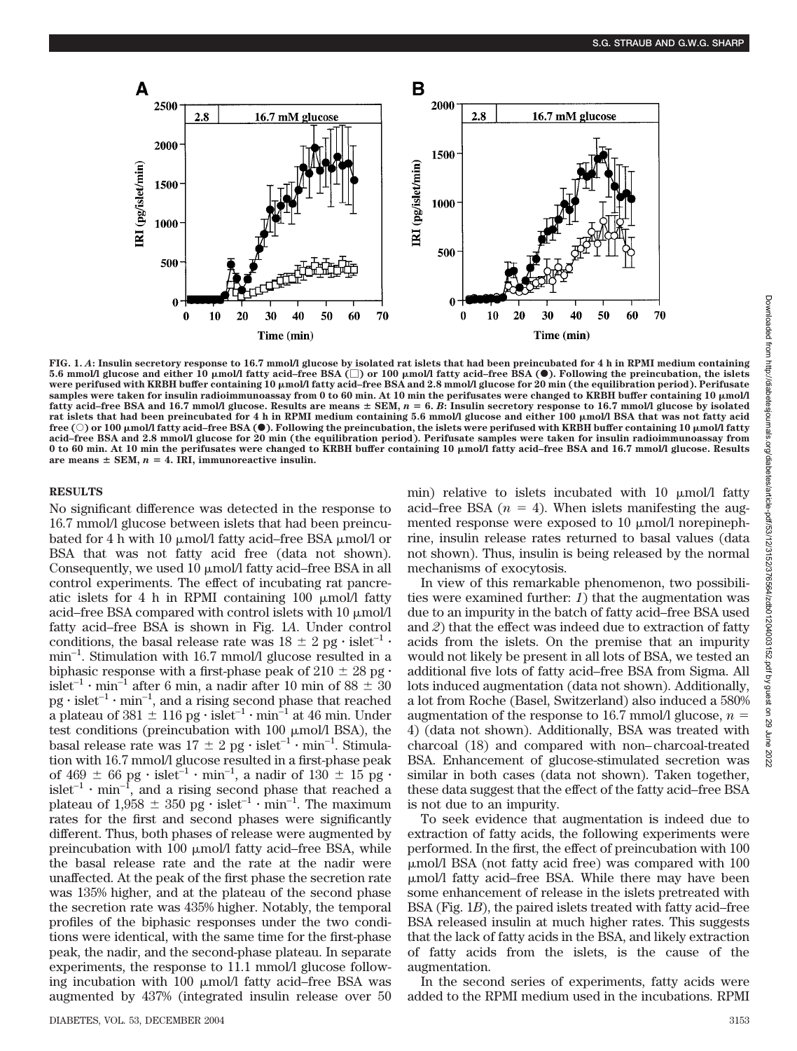A

2500

2.8

16.7 mM glucose

2000

1500

1000

500

0

IRI (pg/islet/min)

0 10 20 30 40 50 60 70

Time (min)

B

2000

2.8

16.7 mM glucose

1500

1000

500

0

IRI (pg/islet/min)

0 10 20 30 40 50 60 70

Time (min)

**FIG. 1.** *A*: Insulin secretory response to 16.7 mmol/l glucose by isolated rat islets that had been preincubated for 4 h in RPMI medium containing 5.6 mmol/l glucose and either 10 μmol/l fatty acid–free BSA (□) or 100 μmol/l fatty acid–free BSA (●). Following the preincubation, the islets were perifused with KRBH buffer containing 10 μmol/l fatty acid–free BSA and 2.8 mmol/l glucose for 20 min (the equilibration period). Perifusate samples were taken for insulin radioimmunoassay from 0 to 60 min. At 10 min the perifusates were changed to KRBH buffer containing 10 μmol/l fatty acid–free BSA and 16.7 mmol/l glucose. Results are means ± SEM, $n = 6$. *B*: Insulin secretory response to 16.7 mmol/l glucose by isolated rat islets that had been preincubated for 4 h in RPMI medium containing 5.6 mmol/l glucose and either 100 μmol/l BSA that was not fatty acid free (○) or 100 μmol/l fatty acid–free BSA (●). Following the preincubation, the islets were perifused with KRBH buffer containing 10 μmol/l fatty acid–free BSA and 2.8 mmol/l glucose for 20 min (the equilibration period). Perifusate samples were taken for insulin radioimmunoassay from 0 to 60 min. At 10 min the perifusates were changed to KRBH buffer containing 10 μmol/l fatty acid–free BSA and 16.7 mmol/l glucose. Results are means ± SEM, $n = 4$. IRI, immunoreactive insulin.

## RESULTS

No significant difference was detected in the response to 16.7 mmol/l glucose between islets that had been preincubated for 4 h with 10 μmol/l fatty acid–free BSA μmol/l or BSA that was not fatty acid free (data not shown). Consequently, we used 10 μmol/l fatty acid–free BSA in all control experiments. The effect of incubating rat pancreatic islets for 4 h in RPMI containing 100 μmol/l fatty acid–free BSA compared with control islets with 10 μmol/l fatty acid–free BSA is shown in Fig. 1*A*. Under control conditions, the basal release rate was $18 \pm 2$ pg · islet$^{-1}$ · min$^{-1}$. Stimulation with 16.7 mmol/l glucose resulted in a biphasic response with a first-phase peak of $210 \pm 28$ pg · islet$^{-1}$ · min$^{-1}$ after 6 min, a nadir after 10 min of $88 \pm 30$ pg · islet$^{-1}$ · min$^{-1}$, and a rising second phase that reached a plateau of $381 \pm 116$ pg · islet$^{-1}$ · min$^{-1}$ at 46 min. Under test conditions (preincubation with 100 μmol/l BSA), the basal release rate was $17 \pm 2$ pg · islet$^{-1}$ · min$^{-1}$. Stimulation with 16.7 mmol/l glucose resulted in a first-phase peak of $469 \pm 66$ pg · islet$^{-1}$ · min$^{-1}$, a nadir of $130 \pm 15$ pg · islet$^{-1}$ · min$^{-1}$, and a rising second phase that reached a plateau of $1{,}958 \pm 350$ pg · islet$^{-1}$ · min$^{-1}$. The maximum rates for the first and second phases were significantly different. Thus, both phases of release were augmented by preincubation with 100 μmol/l fatty acid–free BSA, while the basal release rate and the rate at the nadir were unaffected. At the peak of the first phase the secretion rate was 135% higher, and at the plateau of the second phase the secretion rate was 435% higher. Notably, the temporal profiles of the biphasic responses under the two conditions were identical, with the same time for the first-phase peak, the nadir, and the second-phase plateau. In separate experiments, the response to 11.1 mmol/l glucose following incubation with 100 μmol/l fatty acid–free BSA was augmented by 437% (integrated insulin release over 50 min) relative to islets incubated with 10 μmol/l fatty acid–free BSA ($n = 4$). When islets manifesting the augmented response were exposed to 10 μmol/l norepinephrine, insulin release rates returned to basal values (data not shown). Thus, insulin is being released by the normal mechanisms of exocytosis.

In view of this remarkable phenomenon, two possibilities were examined further: *1*) that the augmentation was due to an impurity in the batch of fatty acid–free BSA used and *2*) that the effect was indeed due to extraction of fatty acids from the islets. On the premise that an impurity would not likely be present in all lots of BSA, we tested an additional five lots of fatty acid–free BSA from Sigma. All lots induced augmentation (data not shown). Additionally, a lot from Roche (Basel, Switzerland) also induced a 580% augmentation of the response to 16.7 mmol/l glucose, $n = 4$) (data not shown). Additionally, BSA was treated with charcoal (18) and compared with non–charcoal-treated BSA. Enhancement of glucose-stimulated secretion was similar in both cases (data not shown). Taken together, these data suggest that the effect of the fatty acid–free BSA is not due to an impurity.

To seek evidence that augmentation is indeed due to extraction of fatty acids, the following experiments were performed. In the first, the effect of preincubation with 100 μmol/l BSA (not fatty acid free) was compared with 100 μmol/l fatty acid–free BSA. While there may have been some enhancement of release in the islets pretreated with BSA (Fig. 1*B*), the paired islets treated with fatty acid–free BSA released insulin at much higher rates. This suggests that the lack of fatty acids in the BSA, and likely extraction of fatty acids from the islets, is the cause of the augmentation.

In the second series of experiments, fatty acids were added to the RPMI medium used in the incubations. RPMI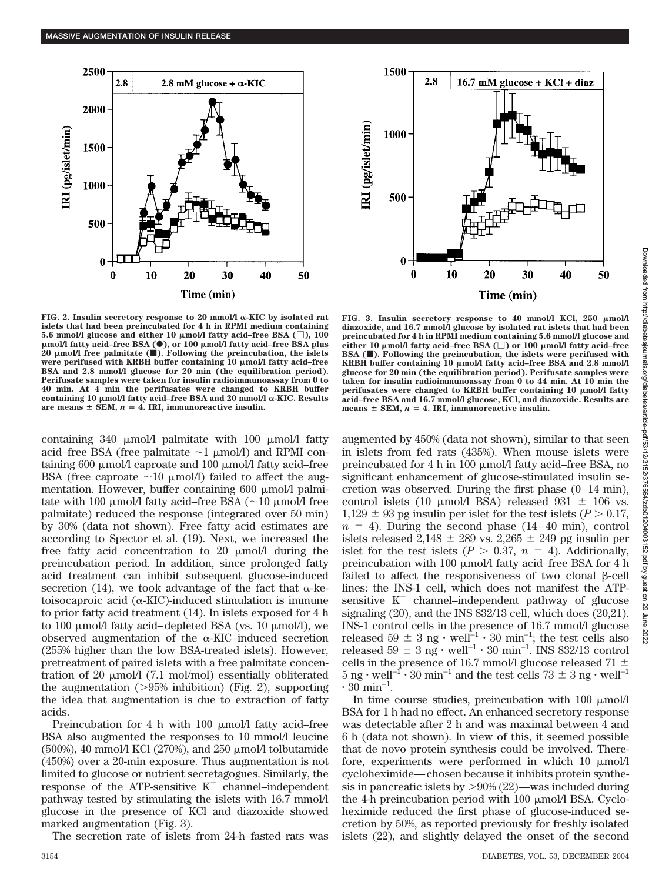2.8

2.8 mM glucose + α-KIC

IRI (pg/islet/min)

2500
2000
1500
1000
500
0

0 10 20 30 40 50

Time (min)

**FIG. 2. Insulin secretory response to 20 mmol/l α-KIC by isolated rat islets that had been preincubated for 4 h in RPMI medium containing 5.6 mmol/l glucose and either 10 μmol/l fatty acid–free BSA (□), 100 μmol/l fatty acid–free BSA (●), or 100 μmol/l fatty acid–free BSA plus 20 μmol/l free palmitate (■). Following the preincubation, the islets were perifused with KRBH buffer containing 10 μmol/l fatty acid–free BSA and 2.8 mmol/l glucose for 20 min (the equilibration period). Perifusate samples were taken for insulin radioimmunoassay from 0 to 40 min. At 4 min the perifusates were changed to KRBH buffer containing 10 μmol/l fatty acid–free BSA and 20 mmol/l α-KIC. Results are means ± SEM, n = 4. IRI, immunoreactive insulin.**

2.8

16.7 mM glucose + KCl + diaz

IRI (pg/islet/min)

1500
1000
500
0

0 10 20 30 40 50

Time (min)

**FIG. 3. Insulin secretory response to 40 mmol/l KCl, 250 μmol/l diazoxide, and 16.7 mmol/l glucose by isolated rat islets that had been preincubated for 4 h in RPMI medium containing 5.6 mmol/l glucose and either 10 μmol/l fatty acid–free BSA (□) or 100 μmol/l fatty acid–free BSA (■). Following the preincubation, the islets were perifused with KRBH buffer containing 10 μmol/l fatty acid–free BSA and 2.8 mmol/l glucose for 20 min (the equilibration period). Perifusate samples were taken for insulin radioimmunoassay from 0 to 44 min. At 10 min the perifusates were changed to KRBH buffer containing 10 μmol/l fatty acid–free BSA and 16.7 mmol/l glucose, KCl, and diazoxide. Results are means ± SEM, n = 4. IRI, immunoreactive insulin.**

containing 340 μmol/l palmitate with 100 μmol/l fatty acid–free BSA (free palmitate ~1 μmol/l) and RPMI containing 600 μmol/l caproate and 100 μmol/l fatty acid–free BSA (free caproate ~10 μmol/l) failed to affect the augmentation. However, buffer containing 600 μmol/l palmitate with 100 μmol/l fatty acid–free BSA (~10 μmol/l free palmitate) reduced the response (integrated over 50 min) by 30% (data not shown). Free fatty acid estimates are according to Spector et al. (19). Next, we increased the free fatty acid concentration to 20 μmol/l during the preincubation period. In addition, since prolonged fatty acid treatment can inhibit subsequent glucose-induced secretion (14), we took advantage of the fact that α-ketoisocaproic acid (α-KIC)-induced stimulation is immune to prior fatty acid treatment (14). In islets exposed for 4 h to 100 μmol/l fatty acid–depleted BSA (vs. 10 μmol/l), we observed augmentation of the α-KIC–induced secretion (255% higher than the low BSA-treated islets). However, pretreatment of paired islets with a free palmitate concentration of 20 μmol/l (7.1 mol/mol) essentially obliterated the augmentation (>95% inhibition) (Fig. 2), supporting the idea that augmentation is due to extraction of fatty acids.

Preincubation for 4 h with 100 μmol/l fatty acid–free BSA also augmented the responses to 10 mmol/l leucine (500%), 40 mmol/l KCl (270%), and 250 μmol/l tolbutamide (450%) over a 20-min exposure. Thus augmentation is not limited to glucose or nutrient secretagogues. Similarly, the response of the ATP-sensitive $K^+$ channel–independent pathway tested by stimulating the islets with 16.7 mmol/l glucose in the presence of KCl and diazoxide showed marked augmentation (Fig. 3).

The secretion rate of islets from 24-h–fasted rats was augmented by 450% (data not shown), similar to that seen in islets from fed rats (435%). When mouse islets were preincubated for 4 h in 100 μmol/l fatty acid–free BSA, no significant enhancement of glucose-stimulated insulin secretion was observed. During the first phase (0–14 min), control islets (10 μmol/l BSA) released 931 ± 106 vs. 1,129 ± 93 pg insulin per islet for the test islets ($P > 0.17$, $n = 4$). During the second phase (14–40 min), control islets released 2,148 ± 289 vs. 2,265 ± 249 pg insulin per islet for the test islets ($P > 0.37$, $n = 4$). Additionally, preincubation with 100 μmol/l fatty acid–free BSA for 4 h failed to affect the responsiveness of two clonal β-cell lines: the INS-1 cell, which does not manifest the ATP-sensitive $K^+$ channel–independent pathway of glucose signaling (20), and the INS 832/13 cell, which does (20,21). INS-1 control cells in the presence of 16.7 mmol/l glucose released 59 ± 3 ng · well$^{-1}$ · 30 min$^{-1}$; the test cells also released 59 ± 3 ng · well$^{-1}$ · 30 min$^{-1}$. INS 832/13 control cells in the presence of 16.7 mmol/l glucose released 71 ± 5 ng · well$^{-1}$ · 30 min$^{-1}$ and the test cells 73 ± 3 ng · well$^{-1}$ · 30 min$^{-1}$.

In time course studies, preincubation with 100 μmol/l BSA for 1 h had no effect. An enhanced secretory response was detectable after 2 h and was maximal between 4 and 6 h (data not shown). In view of this, it seemed possible that de novo protein synthesis could be involved. Therefore, experiments were performed in which 10 μmol/l cycloheximide—chosen because it inhibits protein synthesis in pancreatic islets by >90% (22)—was included during the 4-h preincubation period with 100 μmol/l BSA. Cycloheximide reduced the first phase of glucose-induced secretion by 50%, as reported previously for freshly isolated islets (22), and slightly delayed the onset of the second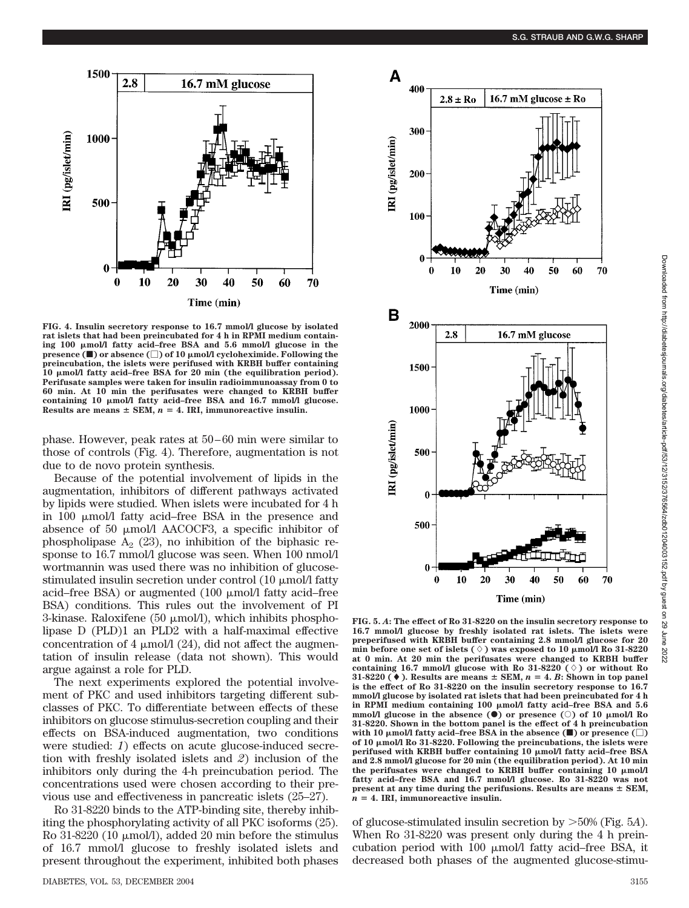1500

2.8

16.7 mM glucose

IRI (pg/islet/min)

1000

500

0

0 10 20 30 40 50 60 70

Time (min)

**FIG. 4. Insulin secretory response to 16.7 mmol/l glucose by isolated rat islets that had been preincubated for 4 h in RPMI medium containing 100 μmol/l fatty acid–free BSA and 5.6 mmol/l glucose in the presence (■) or absence (□) of 10 μmol/l cycloheximide. Following the preincubation, the islets were perifused with KRBH buffer containing 10 μmol/l fatty acid–free BSA for 20 min (the equilibration period). Perifusate samples were taken for insulin radioimmunoassay from 0 to 60 min. At 10 min the perifusates were changed to KRBH buffer containing 10 μmol/l fatty acid–free BSA and 16.7 mmol/l glucose. Results are means ± SEM, $n = 4$. IRI, immunoreactive insulin.**

phase. However, peak rates at 50–60 min were similar to those of controls (Fig. 4). Therefore, augmentation is not due to de novo protein synthesis.

Because of the potential involvement of lipids in the augmentation, inhibitors of different pathways activated by lipids were studied. When islets were incubated for 4 h in 100 μmol/l fatty acid–free BSA in the presence and absence of 50 μmol/l AACOCF3, a specific inhibitor of phospholipase $A_2$ (23), no inhibition of the biphasic response to 16.7 mmol/l glucose was seen. When 100 nmol/l wortmannin was used there was no inhibition of glucose-stimulated insulin secretion under control (10 μmol/l fatty acid–free BSA) or augmented (100 μmol/l fatty acid–free BSA) conditions. This rules out the involvement of PI 3-kinase. Raloxifene (50 μmol/l), which inhibits phospholipase D (PLD)1 an PLD2 with a half-maximal effective concentration of 4 μmol/l (24), did not affect the augmentation of insulin release (data not shown). This would argue against a role for PLD.

The next experiments explored the potential involvement of PKC and used inhibitors targeting different subclasses of PKC. To differentiate between effects of these inhibitors on glucose stimulus-secretion coupling and their effects on BSA-induced augmentation, two conditions were studied: *1*) effects on acute glucose-induced secretion with freshly isolated islets and *2*) inclusion of the inhibitors only during the 4-h preincubation period. The concentrations used were chosen according to their previous use and effectiveness in pancreatic islets (25–27).

Ro 31-8220 binds to the ATP-binding site, thereby inhibiting the phosphorylating activity of all PKC isoforms (25). Ro 31-8220 (10 μmol/l), added 20 min before the stimulus of 16.7 mmol/l glucose to freshly isolated islets and present throughout the experiment, inhibited both phases of glucose-stimulated insulin secretion by >50% (Fig. 5*A*). When Ro 31-8220 was present only during the 4 h preincubation period with 100 μmol/l fatty acid–free BSA, it decreased both phases of the augmented glucose-stimu-

A

400

2.8 ± Ro

16.7 mM glucose ± Ro

IRI (pg/islet/min)

300

200

100

0

0 10 20 30 40 50 60 70

Time (min)

B

2000

2.8

16.7 mM glucose

1500

1000

IRI (pg/islet/min)

500

0

500

0

0 10 20 30 40 50 60 70

Time (min)

**FIG. 5. *A*: The effect of Ro 31-8220 on the insulin secretory response to 16.7 mmol/l glucose by freshly isolated rat islets. The islets were preperifused with KRBH buffer containing 2.8 mmol/l glucose for 20 min before one set of islets (◇) was exposed to 10 μmol/l Ro 31-8220 at 0 min. At 20 min the perifusates were changed to KRBH buffer containing 16.7 mmol/l glucose with Ro 31-8220 (◇) or without Ro 31-8220 (◆). Results are means ± SEM, $n = 4$. *B*: Shown in top panel is the effect of Ro 31-8220 on the insulin secretory response to 16.7 mmol/l glucose by isolated rat islets that had been preincubated for 4 h in RPMI medium containing 100 μmol/l fatty acid–free BSA and 5.6 mmol/l glucose in the absence (●) or presence (○) of 10 μmol/l Ro 31-8220. Shown in the bottom panel is the effect of 4 h preincubation with 10 μmol/l fatty acid–free BSA in the absence (■) or presence (□) of 10 μmol/l Ro 31-8220. Following the preincubations, the islets were perifused with KRBH buffer containing 10 μmol/l fatty acid–free BSA and 2.8 mmol/l glucose for 20 min (the equilibration period). At 10 min the perifusates were changed to KRBH buffer containing 10 μmol/l fatty acid–free BSA and 16.7 mmol/l glucose. Ro 31-8220 was not present at any time during the perifusions. Results are means ± SEM, $n = 4$. IRI, immunoreactive insulin.**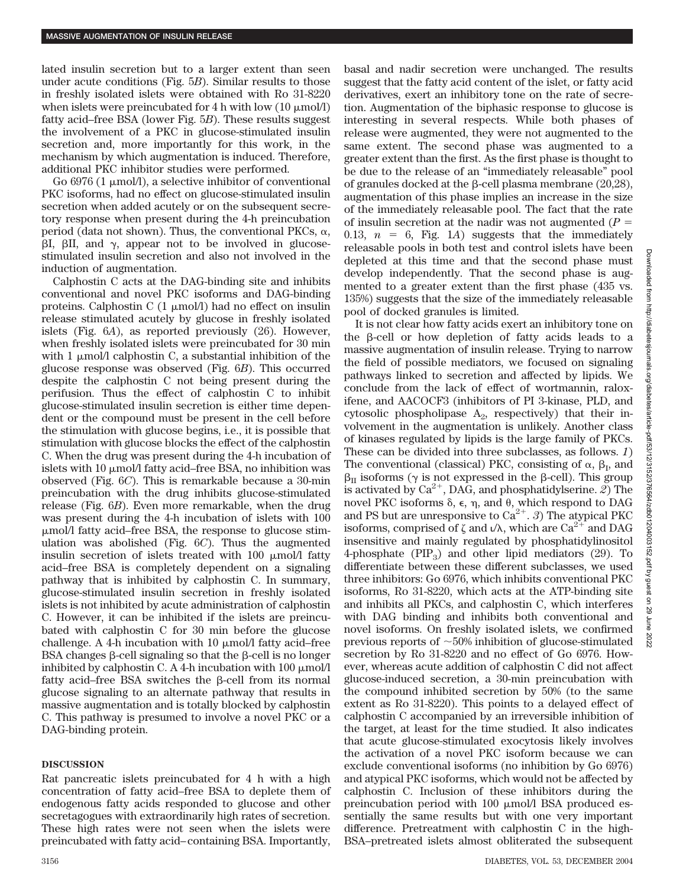lated insulin secretion but to a larger extent than seen under acute conditions (Fig. 5*B*). Similar results to those in freshly isolated islets were obtained with Ro 31-8220 when islets were preincubated for 4 h with low (10 μmol/l) fatty acid–free BSA (lower Fig. 5*B*). These results suggest the involvement of a PKC in glucose-stimulated insulin secretion and, more importantly for this work, in the mechanism by which augmentation is induced. Therefore, additional PKC inhibitor studies were performed.

Go 6976 (1 μmol/l), a selective inhibitor of conventional PKC isoforms, had no effect on glucose-stimulated insulin secretion when added acutely or on the subsequent secretory response when present during the 4-h preincubation period (data not shown). Thus, the conventional PKCs, α, βI, βII, and γ, appear not to be involved in glucose-stimulated insulin secretion and also not involved in the induction of augmentation.

Calphostin C acts at the DAG-binding site and inhibits conventional and novel PKC isoforms and DAG-binding proteins. Calphostin C (1 μmol/l) had no effect on insulin release stimulated acutely by glucose in freshly isolated islets (Fig. 6*A*), as reported previously (26). However, when freshly isolated islets were preincubated for 30 min with 1 μmol/l calphostin C, a substantial inhibition of the glucose response was observed (Fig. 6*B*). This occurred despite the calphostin C not being present during the perifusion. Thus the effect of calphostin C to inhibit glucose-stimulated insulin secretion is either time dependent or the compound must be present in the cell before the stimulation with glucose begins, i.e., it is possible that stimulation with glucose blocks the effect of the calphostin C. When the drug was present during the 4-h incubation of islets with 10 μmol/l fatty acid–free BSA, no inhibition was observed (Fig. 6*C*). This is remarkable because a 30-min preincubation with the drug inhibits glucose-stimulated release (Fig. 6*B*). Even more remarkable, when the drug was present during the 4-h incubation of islets with 100 μmol/l fatty acid–free BSA, the response to glucose stimulation was abolished (Fig. 6*C*). Thus the augmented insulin secretion of islets treated with 100 μmol/l fatty acid–free BSA is completely dependent on a signaling pathway that is inhibited by calphostin C. In summary, glucose-stimulated insulin secretion in freshly isolated islets is not inhibited by acute administration of calphostin C. However, it can be inhibited if the islets are preincubated with calphostin C for 30 min before the glucose challenge. A 4-h incubation with 10 μmol/l fatty acid–free BSA changes β-cell signaling so that the β-cell is no longer inhibited by calphostin C. A 4-h incubation with 100 μmol/l fatty acid–free BSA switches the β-cell from its normal glucose signaling to an alternate pathway that results in massive augmentation and is totally blocked by calphostin C. This pathway is presumed to involve a novel PKC or a DAG-binding protein.

## DISCUSSION

Rat pancreatic islets preincubated for 4 h with a high concentration of fatty acid–free BSA to deplete them of endogenous fatty acids responded to glucose and other secretagogues with extraordinarily high rates of secretion. These high rates were not seen when the islets were preincubated with fatty acid–containing BSA. Importantly, basal and nadir secretion were unchanged. The results suggest that the fatty acid content of the islet, or fatty acid derivatives, exert an inhibitory tone on the rate of secretion. Augmentation of the biphasic response to glucose is interesting in several respects. While both phases of release were augmented, they were not augmented to the same extent. The second phase was augmented to a greater extent than the first. As the first phase is thought to be due to the release of an "immediately releasable" pool of granules docked at the β-cell plasma membrane (20,28), augmentation of this phase implies an increase in the size of the immediately releasable pool. The fact that the rate of insulin secretion at the nadir was not augmented ($P = 0.13$, $n = 6$, Fig. 1*A*) suggests that the immediately releasable pools in both test and control islets have been depleted at this time and that the second phase must develop independently. That the second phase is augmented to a greater extent than the first phase (435 vs. 135%) suggests that the size of the immediately releasable pool of docked granules is limited.

It is not clear how fatty acids exert an inhibitory tone on the β-cell or how depletion of fatty acids leads to a massive augmentation of insulin release. Trying to narrow the field of possible mediators, we focused on signaling pathways linked to secretion and affected by lipids. We conclude from the lack of effect of wortmannin, raloxifene, and AACOCF3 (inhibitors of PI 3-kinase, PLD, and cytosolic phospholipase $A_2$, respectively) that their involvement in the augmentation is unlikely. Another class of kinases regulated by lipids is the large family of PKCs. These can be divided into three subclasses, as follows. *1*) The conventional (classical) PKC, consisting of α, $\beta_I$, and $\beta_{II}$ isoforms (γ is not expressed in the β-cell). This group is activated by $Ca^{2+}$, DAG, and phosphatidylserine. *2*) The novel PKC isoforms δ, ϵ, η, and θ, which respond to DAG and PS but are unresponsive to $Ca^{2+}$. *3*) The atypical PKC isoforms, comprised of ζ and ι/λ, which are $Ca^{2+}$ and DAG insensitive and mainly regulated by phosphatidylinositol 4-phosphate ($PIP_3$) and other lipid mediators (29). To differentiate between these different subclasses, we used three inhibitors: Go 6976, which inhibits conventional PKC isoforms, Ro 31-8220, which acts at the ATP-binding site and inhibits all PKCs, and calphostin C, which interferes with DAG binding and inhibits both conventional and novel isoforms. On freshly isolated islets, we confirmed previous reports of ~50% inhibition of glucose-stimulated secretion by Ro 31-8220 and no effect of Go 6976. However, whereas acute addition of calphostin C did not affect glucose-induced secretion, a 30-min preincubation with the compound inhibited secretion by 50% (to the same extent as Ro 31-8220). This points to a delayed effect of calphostin C accompanied by an irreversible inhibition of the target, at least for the time studied. It also indicates that acute glucose-stimulated exocytosis likely involves the activation of a novel PKC isoform because we can exclude conventional isoforms (no inhibition by Go 6976) and atypical PKC isoforms, which would not be affected by calphostin C. Inclusion of these inhibitors during the preincubation period with 100 μmol/l BSA produced essentially the same results but with one very important difference. Pretreatment with calphostin C in the high-BSA–pretreated islets almost obliterated the subsequent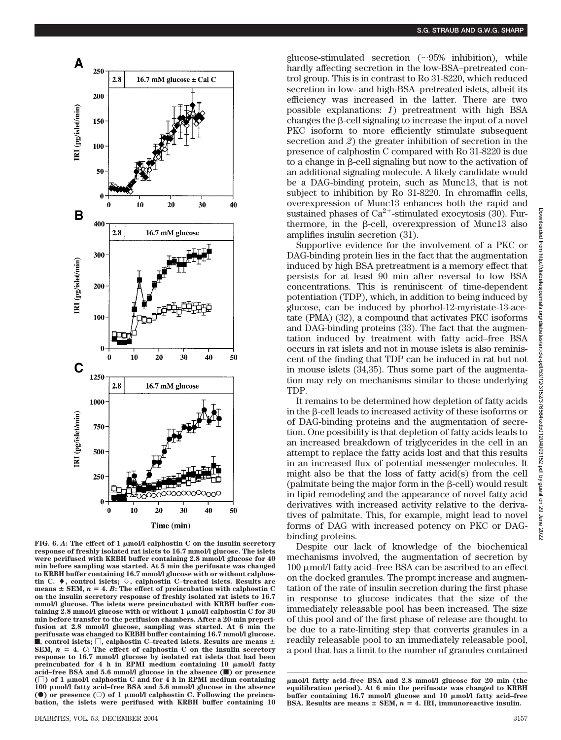A

2.8 | 16.7 mM glucose ± Cal C

IRI (pg/islet/min)

250
200
150
100
50
0

0 10 20 30 40

B

2.8 | 16.7 mM glucose

IRI (pg/islet/min)

400
300
200
100
0

0 10 20 30 40 50

C

2.8 | 16.7 mM glucose

IRI (pg/islet/min)

1250
1000
750
500
250
0

0 10 20 30 40 50

Time (min)

**FIG. 6.** ***A*: The effect of 1 μmol/l calphostin C on the insulin secretory response of freshly isolated rat islets to 16.7 mmol/l glucose. The islets were perifused with KRBH buffer containing 2.8 mmol/l glucose for 40 min before sampling was started. At 5 min the perifusate was changed to KRBH buffer containing 16.7 mmol/l glucose with or without calphostin C. ♦, control islets; ◇, calphostin C–treated islets. Results are means ± SEM, *n* = 4. *B*: The effect of preincubation with calphostin C on the insulin secretory response of freshly isolated rat islets to 16.7 mmol/l glucose. The islets were preincubated with KRBH buffer containing 2.8 mmol/l glucose with or without 1 μmol/l calphostin C for 30 min before transfer to the perifusion chambers. After a 20-min preperifusion at 2.8 mmol/l glucose, sampling was started. At 6 min the perifusate was changed to KRBH buffer containing 16.7 mmol/l glucose. ■, control islets; □, calphostin C–treated islets. Results are means ± SEM, *n* = 4. *C*: The effect of calphostin C on the insulin secretory response to 16.7 mmol/l glucose by isolated rat islets that had been preincubated for 4 h in RPMI medium containing 10 μmol/l fatty acid–free BSA and 5.6 mmol/l glucose in the absence (■) or presence (□) of 1 μmol/l calphostin C and for 4 h in RPMI medium containing 100 μmol/l fatty acid–free BSA and 5.6 mmol/l glucose in the absence (●) or presence (○) of 1 μmol/l calphostin C. Following the preincubation, the islets were perifused with KRBH buffer containing 10 μmol/l fatty acid–free BSA and 2.8 mmol/l glucose for 20 min (the equilibration period). At 6 min the perifusate was changed to KRBH buffer containing 16.7 mmol/l glucose and 10 μmol/l fatty acid–free BSA. Results are means ± SEM, *n* = 4. IRI, immunoreactive insulin.**

glucose-stimulated secretion (~95% inhibition), while hardly affecting secretion in the low-BSA–pretreated control group. This is in contrast to Ro 31-8220, which reduced secretion in low- and high-BSA–pretreated islets, albeit its efficiency was increased in the latter. There are two possible explanations: *1*) pretreatment with high BSA changes the β-cell signaling to increase the input of a novel PKC isoform to more efficiently stimulate subsequent secretion and *2*) the greater inhibition of secretion in the presence of calphostin C compared with Ro 31-8220 is due to a change in β-cell signaling but now to the activation of an additional signaling molecule. A likely candidate would be a DAG-binding protein, such as Munc13, that is not subject to inhibition by Ro 31-8220. In chromaffin cells, overexpression of Munc13 enhances both the rapid and sustained phases of $Ca^{2+}$-stimulated exocytosis (30). Furthermore, in the β-cell, overexpression of Munc13 also amplifies insulin secretion (31).

Supportive evidence for the involvement of a PKC or DAG-binding protein lies in the fact that the augmentation induced by high BSA pretreatment is a memory effect that persists for at least 90 min after reversal to low BSA concentrations. This is reminiscent of time-dependent potentiation (TDP), which, in addition to being induced by glucose, can be induced by phorbol-12-myristate-13-acetate (PMA) (32), a compound that activates PKC isoforms and DAG-binding proteins (33). The fact that the augmentation induced by treatment with fatty acid–free BSA occurs in rat islets and not in mouse islets is also reminiscent of the finding that TDP can be induced in rat but not in mouse islets (34,35). Thus some part of the augmentation may rely on mechanisms similar to those underlying TDP.

It remains to be determined how depletion of fatty acids in the β-cell leads to increased activity of these isoforms or of DAG-binding proteins and the augmentation of secretion. One possibility is that depletion of fatty acids leads to an increased breakdown of triglycerides in the cell in an attempt to replace the fatty acids lost and that this results in an increased flux of potential messenger molecules. It might also be that the loss of fatty acid(s) from the cell (palmitate being the major form in the β-cell) would result in lipid remodeling and the appearance of novel fatty acid derivatives with increased activity relative to the derivatives of palmitate. This, for example, might lead to novel forms of DAG with increased potency on PKC or DAG-binding proteins.

Despite our lack of knowledge of the biochemical mechanisms involved, the augmentation of secretion by 100 μmol/l fatty acid–free BSA can be ascribed to an effect on the docked granules. The prompt increase and augmentation of the rate of insulin secretion during the first phase in response to glucose indicates that the size of the immediately releasable pool has been increased. The size of this pool and of the first phase of release are thought to be due to a rate-limiting step that converts granules in a readily releasable pool to an immediately releasable pool, a pool that has a limit to the number of granules contained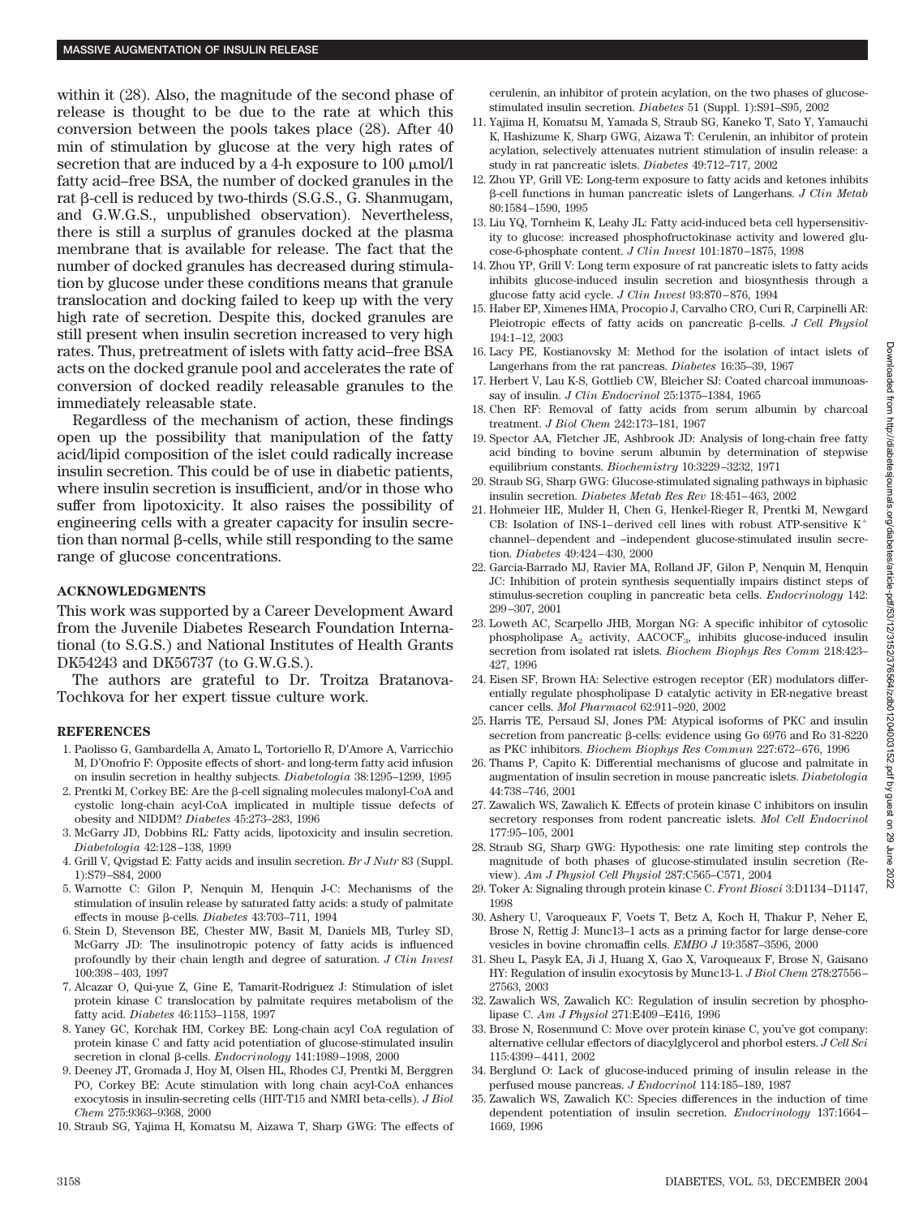within it (28). Also, the magnitude of the second phase of release is thought to be due to the rate at which this conversion between the pools takes place (28). After 40 min of stimulation by glucose at the very high rates of secretion that are induced by a 4-h exposure to 100 μmol/l fatty acid–free BSA, the number of docked granules in the rat β-cell is reduced by two-thirds (S.G.S., G. Shanmugam, and G.W.G.S., unpublished observation). Nevertheless, there is still a surplus of granules docked at the plasma membrane that is available for release. The fact that the number of docked granules has decreased during stimulation by glucose under these conditions means that granule translocation and docking failed to keep up with the very high rate of secretion. Despite this, docked granules are still present when insulin secretion increased to very high rates. Thus, pretreatment of islets with fatty acid–free BSA acts on the docked granule pool and accelerates the rate of conversion of docked readily releasable granules to the immediately releasable state.

Regardless of the mechanism of action, these findings open up the possibility that manipulation of the fatty acid/lipid composition of the islet could radically increase insulin secretion. This could be of use in diabetic patients, where insulin secretion is insufficient, and/or in those who suffer from lipotoxicity. It also raises the possibility of engineering cells with a greater capacity for insulin secretion than normal β-cells, while still responding to the same range of glucose concentrations.

## ACKNOWLEDGMENTS

This work was supported by a Career Development Award from the Juvenile Diabetes Research Foundation International (to S.G.S.) and National Institutes of Health Grants DK54243 and DK56737 (to G.W.G.S.).

The authors are grateful to Dr. Troitza Bratanova-Tochkova for her expert tissue culture work.

## REFERENCES

1. Paolisso G, Gambardella A, Amato L, Tortoriello R, D'Amore A, Varricchio M, D'Onofrio F: Opposite effects of short- and long-term fatty acid infusion on insulin secretion in healthy subjects. *Diabetologia* 38:1295–1299, 1995
2. Prentki M, Corkey BE: Are the β-cell signaling molecules malonyl-CoA and cystolic long-chain acyl-CoA implicated in multiple tissue defects of obesity and NIDDM? *Diabetes* 45:273–283, 1996
3. McGarry JD, Dobbins RL: Fatty acids, lipotoxicity and insulin secretion. *Diabetologia* 42:128–138, 1999
4. Grill V, Qvigstad E: Fatty acids and insulin secretion. *Br J Nutr* 83 (Suppl. 1):S79–S84, 2000
5. Warnotte C: Gilon P, Nenquin M, Henquin J-C: Mechanisms of the stimulation of insulin release by saturated fatty acids: a study of palmitate effects in mouse β-cells. *Diabetes* 43:703–711, 1994
6. Stein D, Stevenson BE, Chester MW, Basit M, Daniels MB, Turley SD, McGarry JD: The insulinotropic potency of fatty acids is influenced profoundly by their chain length and degree of saturation. *J Clin Invest* 100:398–403, 1997
7. Alcazar O, Qui-yue Z, Gine E, Tamarit-Rodriguez J: Stimulation of islet protein kinase C translocation by palmitate requires metabolism of the fatty acid. *Diabetes* 46:1153–1158, 1997
8. Yaney GC, Korchak HM, Corkey BE: Long-chain acyl CoA regulation of protein kinase C and fatty acid potentiation of glucose-stimulated insulin secretion in clonal β-cells. *Endocrinology* 141:1989–1998, 2000
9. Deeney JT, Gromada J, Hoy M, Olsen HL, Rhodes CJ, Prentki M, Berggren PO, Corkey BE: Acute stimulation with long chain acyl-CoA enhances exocytosis in insulin-secreting cells (HIT-T15 and NMRI beta-cells). *J Biol Chem* 275:9363–9368, 2000
10. Straub SG, Yajima H, Komatsu M, Aizawa T, Sharp GWG: The effects of cerulenin, an inhibitor of protein acylation, on the two phases of glucose-stimulated insulin secretion. *Diabetes* 51 (Suppl. 1):S91–S95, 2002
11. Yajima H, Komatsu M, Yamada S, Straub SG, Kaneko T, Sato Y, Yamauchi K, Hashizume K, Sharp GWG, Aizawa T: Cerulenin, an inhibitor of protein acylation, selectively attenuates nutrient stimulation of insulin release: a study in rat pancreatic islets. *Diabetes* 49:712–717, 2002
12. Zhou YP, Grill VE: Long-term exposure to fatty acids and ketones inhibits β-cell functions in human pancreatic islets of Langerhans. *J Clin Metab* 80:1584–1590, 1995
13. Liu YQ, Tornheim K, Leahy JL: Fatty acid-induced beta cell hypersensitivity to glucose: increased phosphofructokinase activity and lowered glucose-6-phosphate content. *J Clin Invest* 101:1870–1875, 1998
14. Zhou YP, Grill V: Long term exposure of rat pancreatic islets to fatty acids inhibits glucose-induced insulin secretion and biosynthesis through a glucose fatty acid cycle. *J Clin Invest* 93:870–876, 1994
15. Haber EP, Ximenes HMA, Procopio J, Carvalho CRO, Curi R, Carpinelli AR: Pleiotropic effects of fatty acids on pancreatic β-cells. *J Cell Physiol* 194:1–12, 2003
16. Lacy PE, Kostianovsky M: Method for the isolation of intact islets of Langerhans from the rat pancreas. *Diabetes* 16:35–39, 1967
17. Herbert V, Lau K-S, Gottlieb CW, Bleicher SJ: Coated charcoal immunoassay of insulin. *J Clin Endocrinol* 25:1375–1384, 1965
18. Chen RF: Removal of fatty acids from serum albumin by charcoal treatment. *J Biol Chem* 242:173–181, 1967
19. Spector AA, Fletcher JE, Ashbrook JD: Analysis of long-chain free fatty acid binding to bovine serum albumin by determination of stepwise equilibrium constants. *Biochemistry* 10:3229–3232, 1971
20. Straub SG, Sharp GWG: Glucose-stimulated signaling pathways in biphasic insulin secretion. *Diabetes Metab Res Rev* 18:451–463, 2002
21. Hohmeier HE, Mulder H, Chen G, Henkel-Rieger R, Prentki M, Newgard CB: Isolation of INS-1–derived cell lines with robust ATP-sensitive $K^+$ channel–dependent and –independent glucose-stimulated insulin secretion. *Diabetes* 49:424–430, 2000
22. Garcia-Barrado MJ, Ravier MA, Rolland JF, Gilon P, Nenquin M, Henquin JC: Inhibition of protein synthesis sequentially impairs distinct steps of stimulus-secretion coupling in pancreatic beta cells. *Endocrinology* 142: 299–307, 2001
23. Loweth AC, Scarpello JHB, Morgan NG: A specific inhibitor of cytosolic phospholipase $A_2$ activity, $AACOCF_3$, inhibits glucose-induced insulin secretion from isolated rat islets. *Biochem Biophys Res Comm* 218:423–427, 1996
24. Eisen SF, Brown HA: Selective estrogen receptor (ER) modulators differentially regulate phospholipase D catalytic activity in ER-negative breast cancer cells. *Mol Pharmacol* 62:911–920, 2002
25. Harris TE, Persaud SJ, Jones PM: Atypical isoforms of PKC and insulin secretion from pancreatic β-cells: evidence using Go 6976 and Ro 31-8220 as PKC inhibitors. *Biochem Biophys Res Commun* 227:672–676, 1996
26. Thams P, Capito K: Differential mechanisms of glucose and palmitate in augmentation of insulin secretion in mouse pancreatic islets. *Diabetologia* 44:738–746, 2001
27. Zawalich WS, Zawalich K. Effects of protein kinase C inhibitors on insulin secretory responses from rodent pancreatic islets. *Mol Cell Endocrinol* 177:95–105, 2001
28. Straub SG, Sharp GWG: Hypothesis: one rate limiting step controls the magnitude of both phases of glucose-stimulated insulin secretion (Review). *Am J Physiol Cell Physiol* 287:C565–C571, 2004
29. Toker A: Signaling through protein kinase C. *Front Biosci* 3:D1134–D1147, 1998
30. Ashery U, Varoqueaux F, Voets T, Betz A, Koch H, Thakur P, Neher E, Brose N, Rettig J: Munc13–1 acts as a priming factor for large dense-core vesicles in bovine chromaffin cells. *EMBO J* 19:3587–3596, 2000
31. Sheu L, Pasyk EA, Ji J, Huang X, Gao X, Varoqueaux F, Brose N, Gaisano HY: Regulation of insulin exocytosis by Munc13-1. *J Biol Chem* 278:27556–27563, 2003
32. Zawalich WS, Zawalich KC: Regulation of insulin secretion by phospholipase C. *Am J Physiol* 271:E409–E416, 1996
33. Brose N, Rosenmund C: Move over protein kinase C, you've got company: alternative cellular effectors of diacylglycerol and phorbol esters. *J Cell Sci* 115:4399–4411, 2002
34. Berglund O: Lack of glucose-induced priming of insulin release in the perfused mouse pancreas. *J Endocrinol* 114:185–189, 1987
35. Zawalich WS, Zawalich KC: Species differences in the induction of time dependent potentiation of insulin secretion. *Endocrinology* 137:1664–1669, 1996